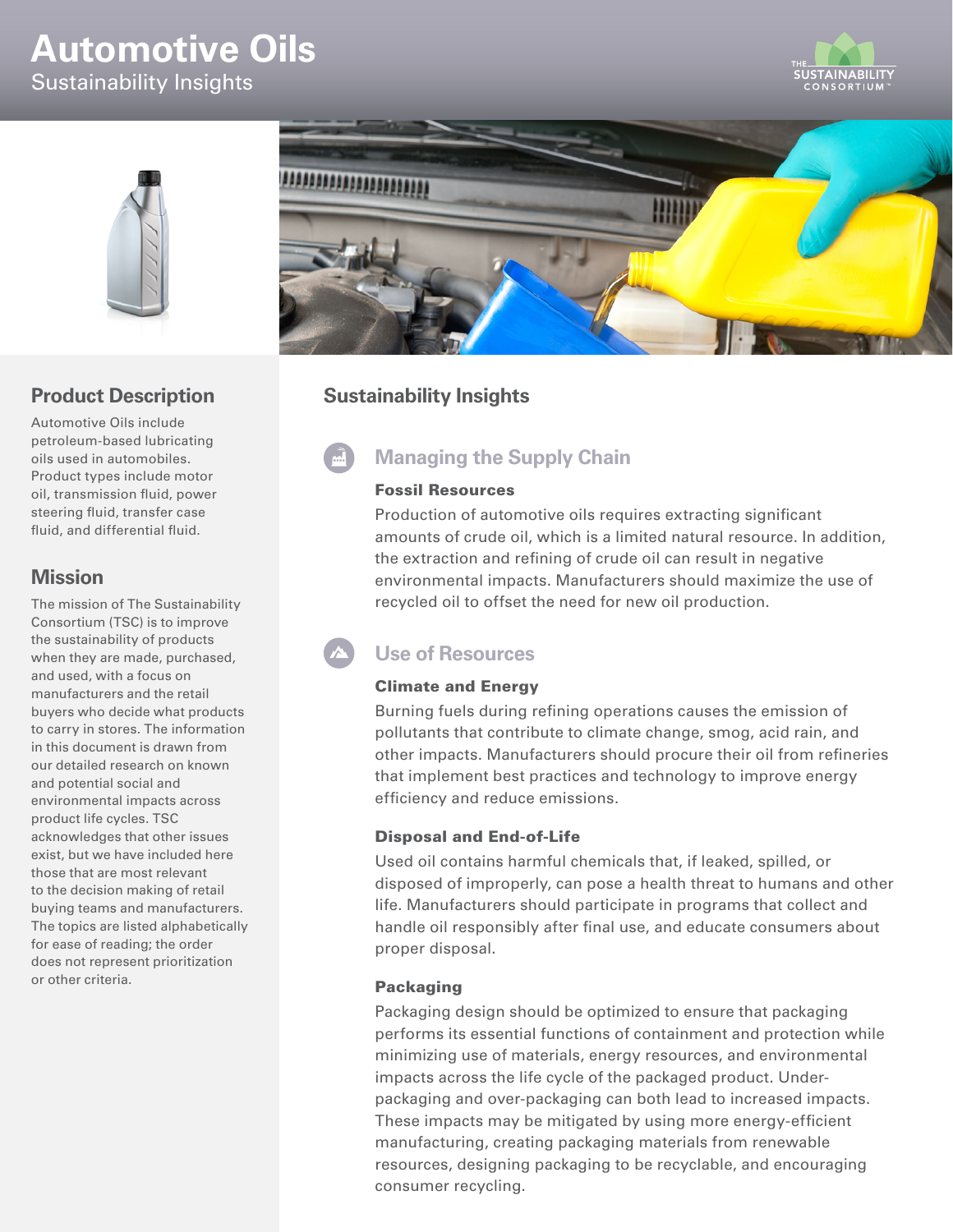# Automotive Oils

Sustainability Insights

## Product Description

Automotive Oils include petroleum-based lubricating oils used in automobiles. Product types include motor oil, transmission fluid, power steering fluid, transfer case fluid, and differential fluid.

## Mission

The mission of The Sustainability Consortium (TSC) is to improve the sustainability of products when they are made, purchased, and used, with a focus on manufacturers and the retail buyers who decide what products to carry in stores. The information in this document is drawn from our detailed research on known and potential social and environmental impacts across product life cycles. TSC acknowledges that other issues exist, but we have included here those that are most relevant to the decision making of retail buying teams and manufacturers. The topics are listed alphabetically for ease of reading; the order does not represent prioritization or other criteria.

## Sustainability Insights

### Managing the Supply Chain

#### Fossil Resources

Production of automotive oils requires extracting significant amounts of crude oil, which is a limited natural resource. In addition, the extraction and refining of crude oil can result in negative environmental impacts. Manufacturers should maximize the use of recycled oil to offset the need for new oil production.

### Use of Resources

#### Climate and Energy

Burning fuels during refining operations causes the emission of pollutants that contribute to climate change, smog, acid rain, and other impacts. Manufacturers should procure their oil from refineries that implement best practices and technology to improve energy efficiency and reduce emissions.

#### Disposal and End-of-Life

Used oil contains harmful chemicals that, if leaked, spilled, or disposed of improperly, can pose a health threat to humans and other life. Manufacturers should participate in programs that collect and handle oil responsibly after final use, and educate consumers about proper disposal.

#### Packaging

Packaging design should be optimized to ensure that packaging performs its essential functions of containment and protection while minimizing use of materials, energy resources, and environmental impacts across the life cycle of the packaged product. Under-packaging and over-packaging can both lead to increased impacts. These impacts may be mitigated by using more energy-efficient manufacturing, creating packaging materials from renewable resources, designing packaging to be recyclable, and encouraging consumer recycling.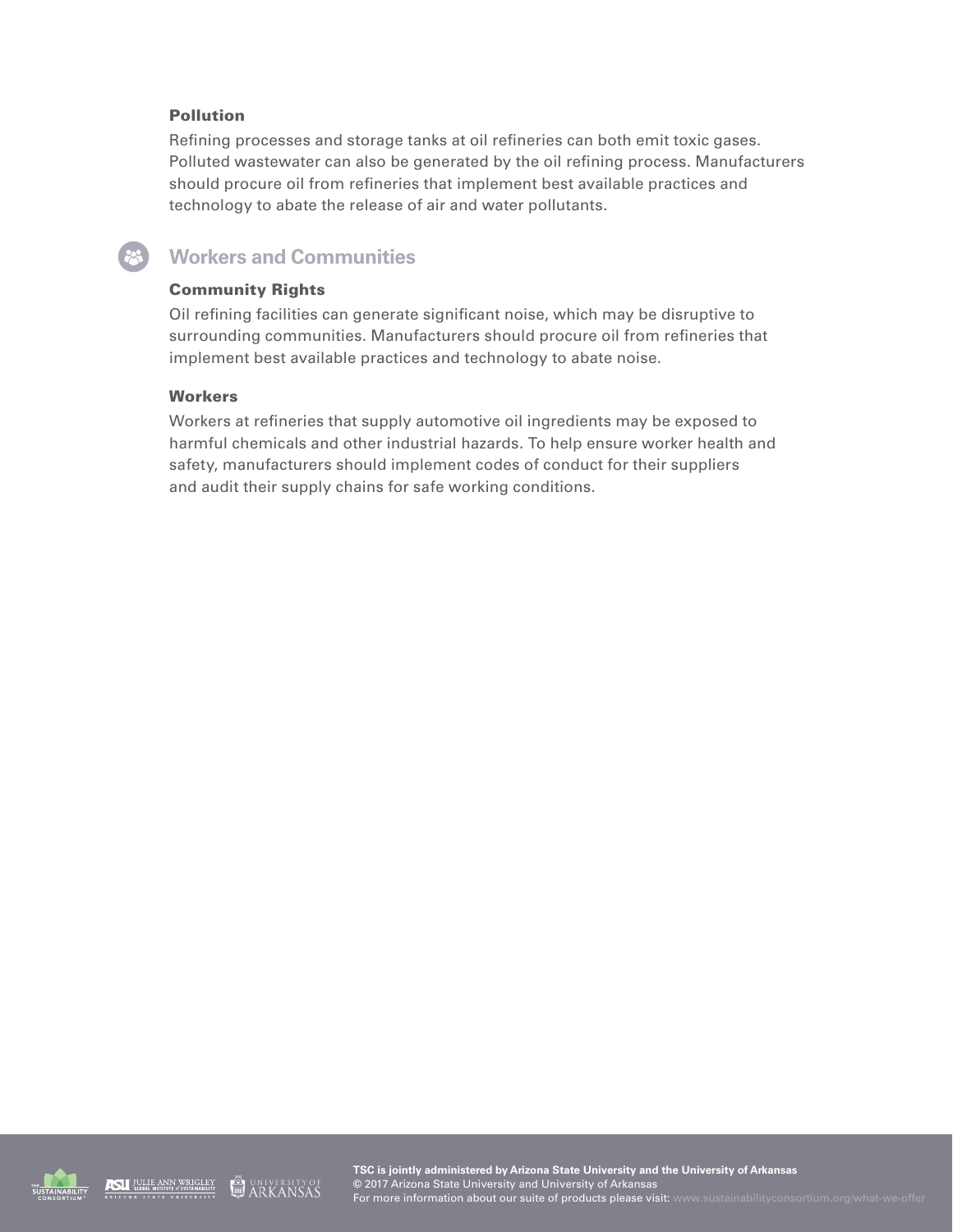### Pollution

Refining processes and storage tanks at oil refineries can both emit toxic gases. Polluted wastewater can also be generated by the oil refining process. Manufacturers should procure oil from refineries that implement best available practices and technology to abate the release of air and water pollutants.

## Workers and Communities

### Community Rights

Oil refining facilities can generate significant noise, which may be disruptive to surrounding communities. Manufacturers should procure oil from refineries that implement best available practices and technology to abate noise.

### Workers

Workers at refineries that supply automotive oil ingredients may be exposed to harmful chemicals and other industrial hazards. To help ensure worker health and safety, manufacturers should implement codes of conduct for their suppliers and audit their supply chains for safe working conditions.

**TSC is jointly administered by Arizona State University and the University of Arkansas**
© 2017 Arizona State University and University of Arkansas
For more information about our suite of products please visit: www.sustainabilityconsortium.org/what-we-offer